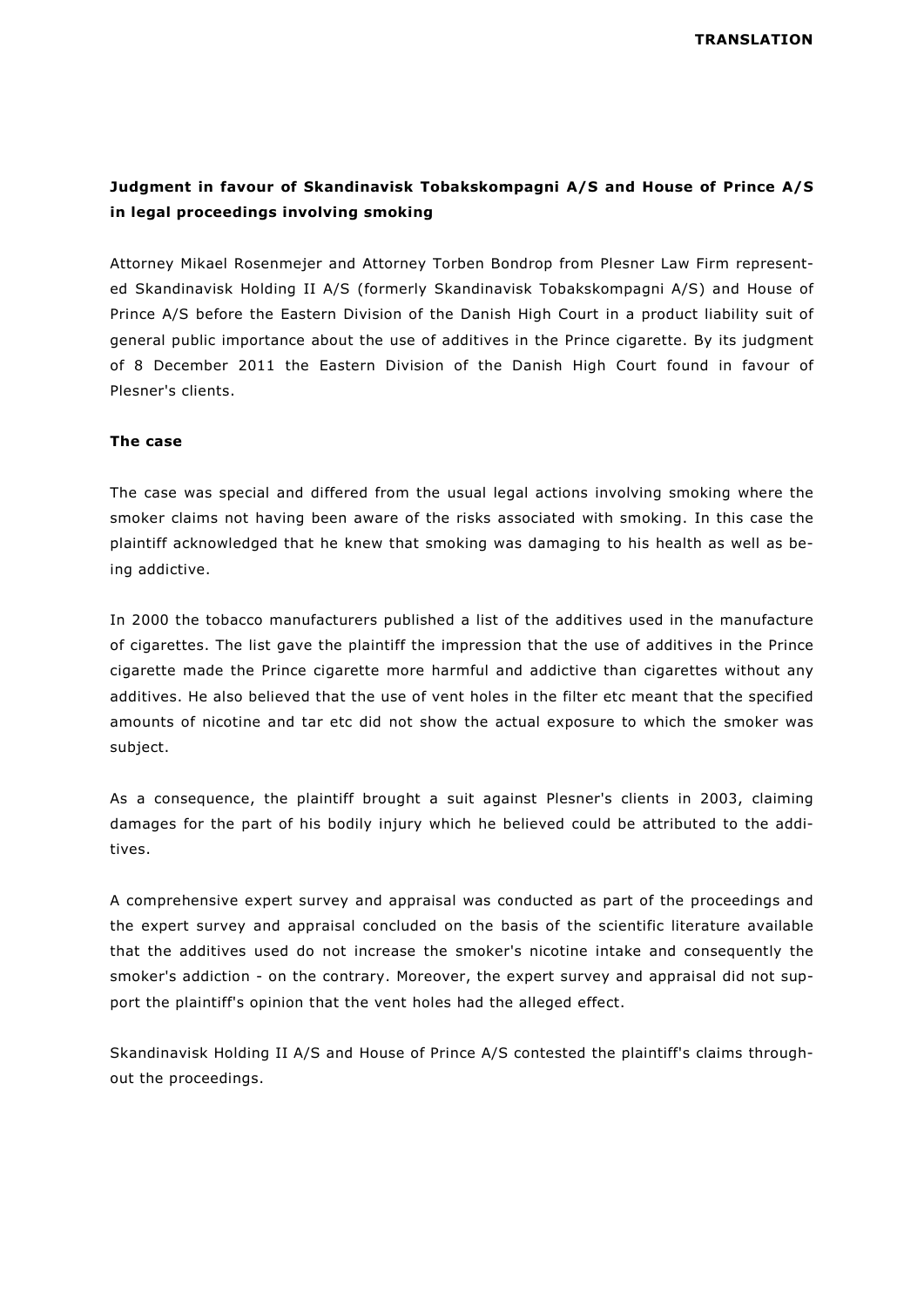**TRANSLATION**

## Judgment in favour of Skandinavisk Tobakskompagni A/S and House of Prince A/S in legal proceedings involving smoking

Attorney Mikael Rosenmejer and Attorney Torben Bondrop from Plesner Law Firm represented Skandinavisk Holding II A/S (formerly Skandinavisk Tobakskompagni A/S) and House of Prince A/S before the Eastern Division of the Danish High Court in a product liability suit of general public importance about the use of additives in the Prince cigarette. By its judgment of 8 December 2011 the Eastern Division of the Danish High Court found in favour of Plesner's clients.

### The case

The case was special and differed from the usual legal actions involving smoking where the smoker claims not having been aware of the risks associated with smoking. In this case the plaintiff acknowledged that he knew that smoking was damaging to his health as well as being addictive.

In 2000 the tobacco manufacturers published a list of the additives used in the manufacture of cigarettes. The list gave the plaintiff the impression that the use of additives in the Prince cigarette made the Prince cigarette more harmful and addictive than cigarettes without any additives. He also believed that the use of vent holes in the filter etc meant that the specified amounts of nicotine and tar etc did not show the actual exposure to which the smoker was subject.

As a consequence, the plaintiff brought a suit against Plesner's clients in 2003, claiming damages for the part of his bodily injury which he believed could be attributed to the additives.

A comprehensive expert survey and appraisal was conducted as part of the proceedings and the expert survey and appraisal concluded on the basis of the scientific literature available that the additives used do not increase the smoker's nicotine intake and consequently the smoker's addiction - on the contrary. Moreover, the expert survey and appraisal did not support the plaintiff's opinion that the vent holes had the alleged effect.

Skandinavisk Holding II A/S and House of Prince A/S contested the plaintiff's claims throughout the proceedings.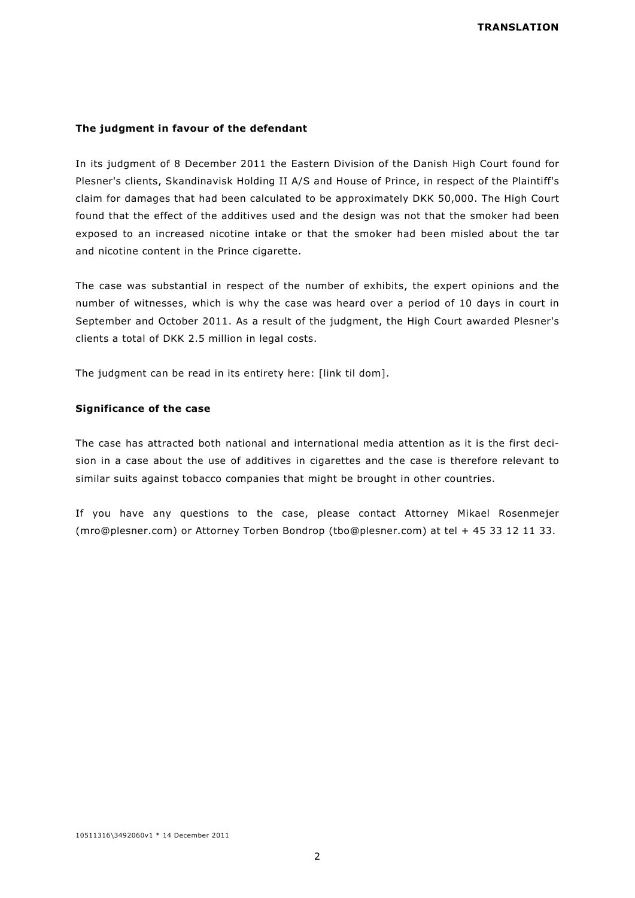**TRANSLATION**

**The judgment in favour of the defendant**

In its judgment of 8 December 2011 the Eastern Division of the Danish High Court found for Plesner's clients, Skandinavisk Holding II A/S and House of Prince, in respect of the Plaintiff's claim for damages that had been calculated to be approximately DKK 50,000. The High Court found that the effect of the additives used and the design was not that the smoker had been exposed to an increased nicotine intake or that the smoker had been misled about the tar and nicotine content in the Prince cigarette.

The case was substantial in respect of the number of exhibits, the expert opinions and the number of witnesses, which is why the case was heard over a period of 10 days in court in September and October 2011. As a result of the judgment, the High Court awarded Plesner's clients a total of DKK 2.5 million in legal costs.

The judgment can be read in its entirety here: [link til dom].

**Significance of the case**

The case has attracted both national and international media attention as it is the first decision in a case about the use of additives in cigarettes and the case is therefore relevant to similar suits against tobacco companies that might be brought in other countries.

If you have any questions to the case, please contact Attorney Mikael Rosenmejer (mro@plesner.com) or Attorney Torben Bondrop (tbo@plesner.com) at tel + 45 33 12 11 33.

10511316\3492060v1 * 14 December 2011